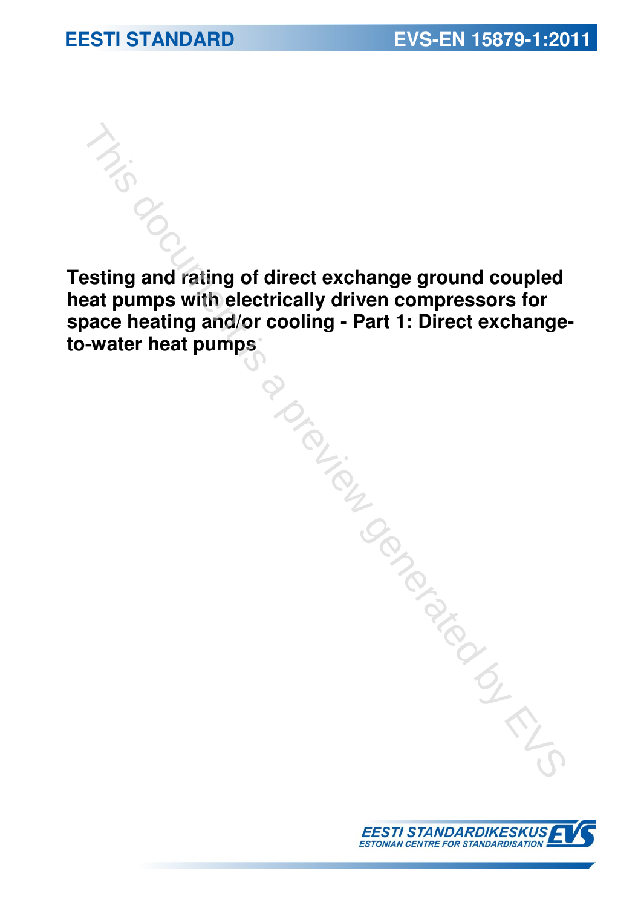EESTI STANDARD

EVS-EN 15879-1:2011

# Testing and rating of direct exchange ground coupled heat pumps with electrically driven compressors for space heating and/or cooling - Part 1: Direct exchange-to-water heat pumps

EESTI STANDARDIKESKUS
ESTONIAN CENTRE FOR STANDARDISATION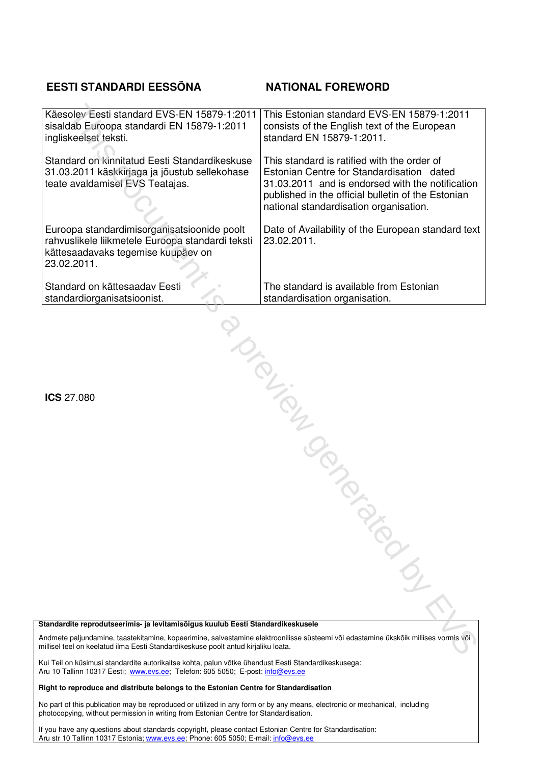| **EESTI STANDARDI EESSÕNA** | **NATIONAL FOREWORD** |
|---|---|
| Käesolev Eesti standard EVS-EN 15879-1:2011 sisaldab Euroopa standardi EN 15879-1:2011 ingliskeelset teksti. | This Estonian standard EVS-EN 15879-1:2011 consists of the English text of the European standard EN 15879-1:2011. |
| Standard on kinnitatud Eesti Standardikeskuse 31.03.2011 käskkirjaga ja jõustub sellekohase teate avaldamisel EVS Teatajas. | This standard is ratified with the order of Estonian Centre for Standardisation dated 31.03.2011 and is endorsed with the notification published in the official bulletin of the Estonian national standardisation organisation. |
| Euroopa standardimisorganisatsioonide poolt rahvuslikele liikmetele Euroopa standardi teksti kättesaadavaks tegemise kuupäev on 23.02.2011. | Date of Availability of the European standard text 23.02.2011. |
| Standard on kättesaadav Eesti standardiorganisatsioonist. | The standard is available from Estonian standardisation organisation. |

**ICS** 27.080

**Standardite reprodutseerimis- ja levitamisõigus kuulub Eesti Standardikeskusele**

Andmete paljundamine, taastekitamine, kopeerimine, salvestamine elektroonilisse süsteemi või edastamine ükskõik millises vormis või millisel teel on keelatud ilma Eesti Standardikeskuse poolt antud kirjaliku loata.

Kui Teil on küsimusi standardite autorikaitse kohta, palun võtke ühendust Eesti Standardikeskusega:
Aru 10 Tallinn 10317 Eesti; www.evs.ee; Telefon: 605 5050; E-post: info@evs.ee

**Right to reproduce and distribute belongs to the Estonian Centre for Standardisation**

No part of this publication may be reproduced or utilized in any form or by any means, electronic or mechanical, including photocopying, without permission in writing from Estonian Centre for Standardisation.

If you have any questions about standards copyright, please contact Estonian Centre for Standardisation:
Aru str 10 Tallinn 10317 Estonia; www.evs.ee; Phone: 605 5050; E-mail: info@evs.ee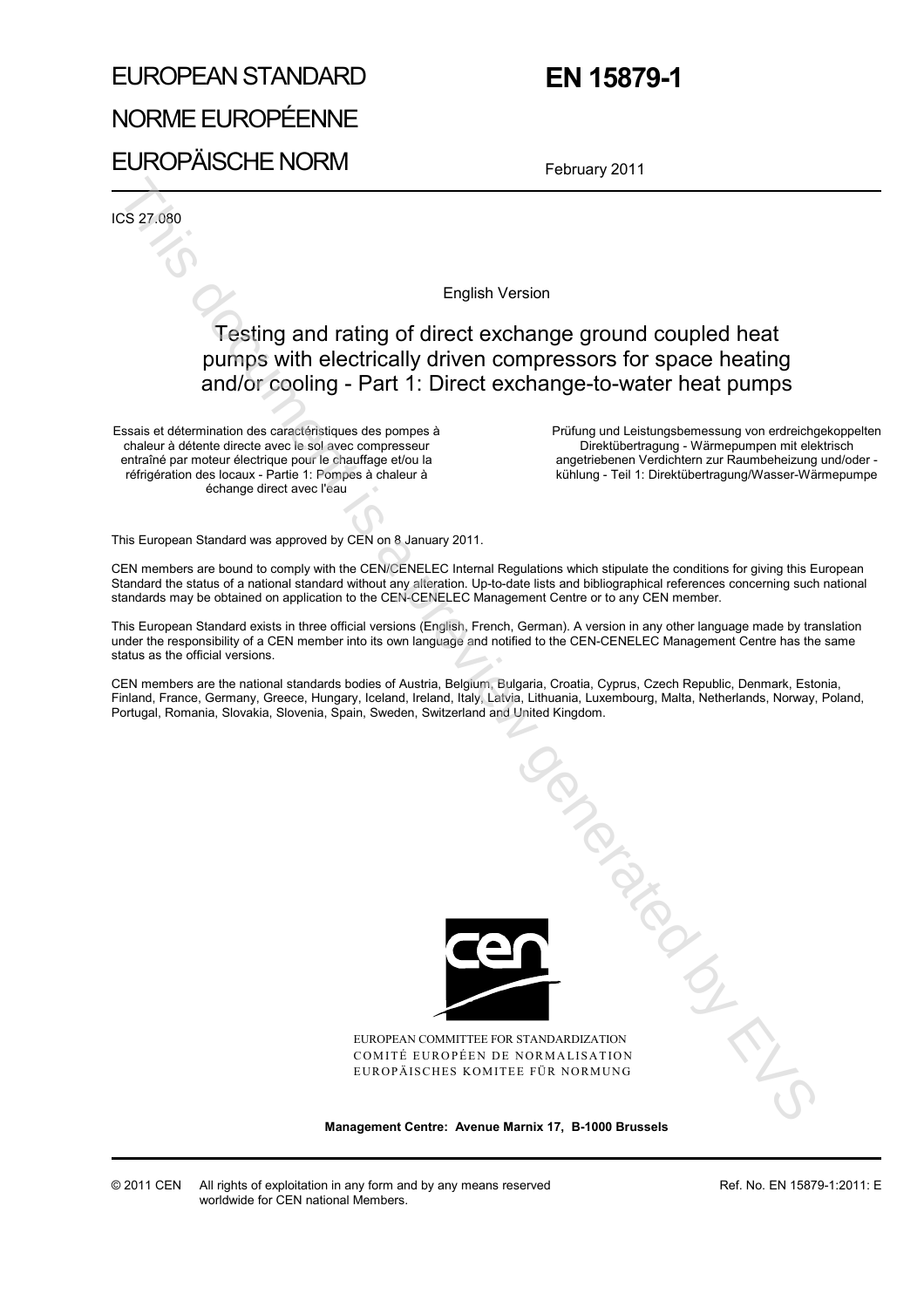# EUROPEAN STANDARD

# NORME EUROPÉENNE

# EUROPÄISCHE NORM

# EN 15879-1

February 2011

ICS 27.080

English Version

## Testing and rating of direct exchange ground coupled heat pumps with electrically driven compressors for space heating and/or cooling - Part 1: Direct exchange-to-water heat pumps

Essais et détermination des caractéristiques des pompes à chaleur à détente directe avec le sol avec compresseur entraîné par moteur électrique pour le chauffage et/ou la réfrigération des locaux - Partie 1: Pompes à chaleur à échange direct avec l'eau

Prüfung und Leistungsbemessung von erdreichgekoppelten Direktübertragung - Wärmepumpen mit elektrisch angetriebenen Verdichtern zur Raumbeheizung und/oder -kühlung - Teil 1: Direktübertragung/Wasser-Wärmepumpe

This European Standard was approved by CEN on 8 January 2011.

CEN members are bound to comply with the CEN/CENELEC Internal Regulations which stipulate the conditions for giving this European Standard the status of a national standard without any alteration. Up-to-date lists and bibliographical references concerning such national standards may be obtained on application to the CEN-CENELEC Management Centre or to any CEN member.

This European Standard exists in three official versions (English, French, German). A version in any other language made by translation under the responsibility of a CEN member into its own language and notified to the CEN-CENELEC Management Centre has the same status as the official versions.

CEN members are the national standards bodies of Austria, Belgium, Bulgaria, Croatia, Cyprus, Czech Republic, Denmark, Estonia, Finland, France, Germany, Greece, Hungary, Iceland, Ireland, Italy, Latvia, Lithuania, Luxembourg, Malta, Netherlands, Norway, Poland, Portugal, Romania, Slovakia, Slovenia, Spain, Sweden, Switzerland and United Kingdom.

EUROPEAN COMMITTEE FOR STANDARDIZATION
COMITÉ EUROPÉEN DE NORMALISATION
EUROPÄISCHES KOMITEE FÜR NORMUNG

**Management Centre: Avenue Marnix 17, B-1000 Brussels**

© 2011 CEN All rights of exploitation in any form and by any means reserved worldwide for CEN national Members.

Ref. No. EN 15879-1:2011: E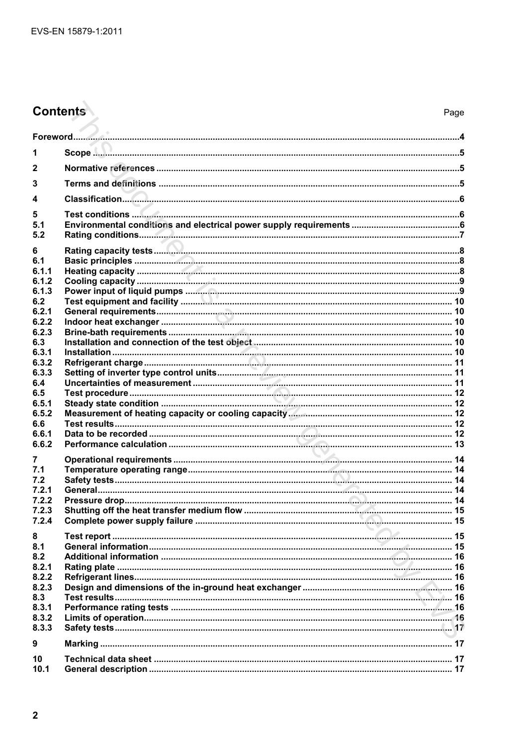# Contents

Page

| | | |
|---|---|---|
| Foreword | | 4 |
| 1 | Scope | 5 |
| 2 | Normative references | 5 |
| 3 | Terms and definitions | 5 |
| 4 | Classification | 6 |
| 5 | Test conditions | 6 |
| 5.1 | Environmental conditions and electrical power supply requirements | 6 |
| 5.2 | Rating conditions | 7 |
| 6 | Rating capacity tests | 8 |
| 6.1 | Basic principles | 8 |
| 6.1.1 | Heating capacity | 8 |
| 6.1.2 | Cooling capacity | 9 |
| 6.1.3 | Power input of liquid pumps | 9 |
| 6.2 | Test equipment and facility | 10 |
| 6.2.1 | General requirements | 10 |
| 6.2.2 | Indoor heat exchanger | 10 |
| 6.2.3 | Brine-bath requirements | 10 |
| 6.3 | Installation and connection of the test object | 10 |
| 6.3.1 | Installation | 10 |
| 6.3.2 | Refrigerant charge | 11 |
| 6.3.3 | Setting of inverter type control units | 11 |
| 6.4 | Uncertainties of measurement | 11 |
| 6.5 | Test procedure | 12 |
| 6.5.1 | Steady state condition | 12 |
| 6.5.2 | Measurement of heating capacity or cooling capacity | 12 |
| 6.6 | Test results | 12 |
| 6.6.1 | Data to be recorded | 12 |
| 6.6.2 | Performance calculation | 13 |
| 7 | Operational requirements | 14 |
| 7.1 | Temperature operating range | 14 |
| 7.2 | Safety tests | 14 |
| 7.2.1 | General | 14 |
| 7.2.2 | Pressure drop | 14 |
| 7.2.3 | Shutting off the heat transfer medium flow | 15 |
| 7.2.4 | Complete power supply failure | 15 |
| 8 | Test report | 15 |
| 8.1 | General information | 15 |
| 8.2 | Additional information | 16 |
| 8.2.1 | Rating plate | 16 |
| 8.2.2 | Refrigerant lines | 16 |
| 8.2.3 | Design and dimensions of the in-ground heat exchanger | 16 |
| 8.3 | Test results | 16 |
| 8.3.1 | Performance rating tests | 16 |
| 8.3.2 | Limits of operation | 16 |
| 8.3.3 | Safety tests | 17 |
| 9 | Marking | 17 |
| 10 | Technical data sheet | 17 |
| 10.1 | General description | 17 |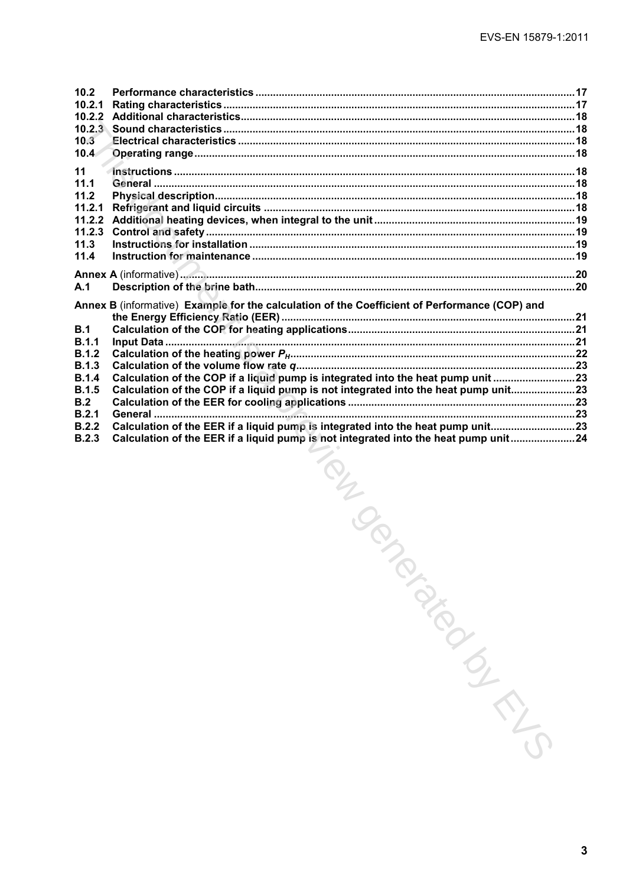| | | |
|---|---|---|
| 10.2 | Performance characteristics | 17 |
| 10.2.1 | Rating characteristics | 17 |
| 10.2.2 | Additional characteristics | 18 |
| 10.2.3 | Sound characteristics | 18 |
| 10.3 | Electrical characteristics | 18 |
| 10.4 | Operating range | 18 |
| 11 | Instructions | 18 |
| 11.1 | General | 18 |
| 11.2 | Physical description | 18 |
| 11.2.1 | Refrigerant and liquid circuits | 18 |
| 11.2.2 | Additional heating devices, when integral to the unit | 19 |
| 11.2.3 | Control and safety | 19 |
| 11.3 | Instructions for installation | 19 |
| 11.4 | Instruction for maintenance | 19 |
| **Annex A** (informative) | | 20 |
| A.1 | Description of the brine bath | 20 |
| **Annex B** (informative) **Example for the calculation of the Coefficient of Performance (COP) and the Energy Efficiency Ratio (EER)** | | 21 |
| B.1 | Calculation of the COP for heating applications | 21 |
| B.1.1 | Input Data | 21 |
| B.1.2 | Calculation of the heating power $P_H$ | 22 |
| B.1.3 | Calculation of the volume flow rate $q$ | 23 |
| B.1.4 | Calculation of the COP if a liquid pump is integrated into the heat pump unit | 23 |
| B.1.5 | Calculation of the COP if a liquid pump is not integrated into the heat pump unit | 23 |
| B.2 | Calculation of the EER for cooling applications | 23 |
| B.2.1 | General | 23 |
| B.2.2 | Calculation of the EER if a liquid pump is integrated into the heat pump unit | 23 |
| B.2.3 | Calculation of the EER if a liquid pump is not integrated into the heat pump unit | 24 |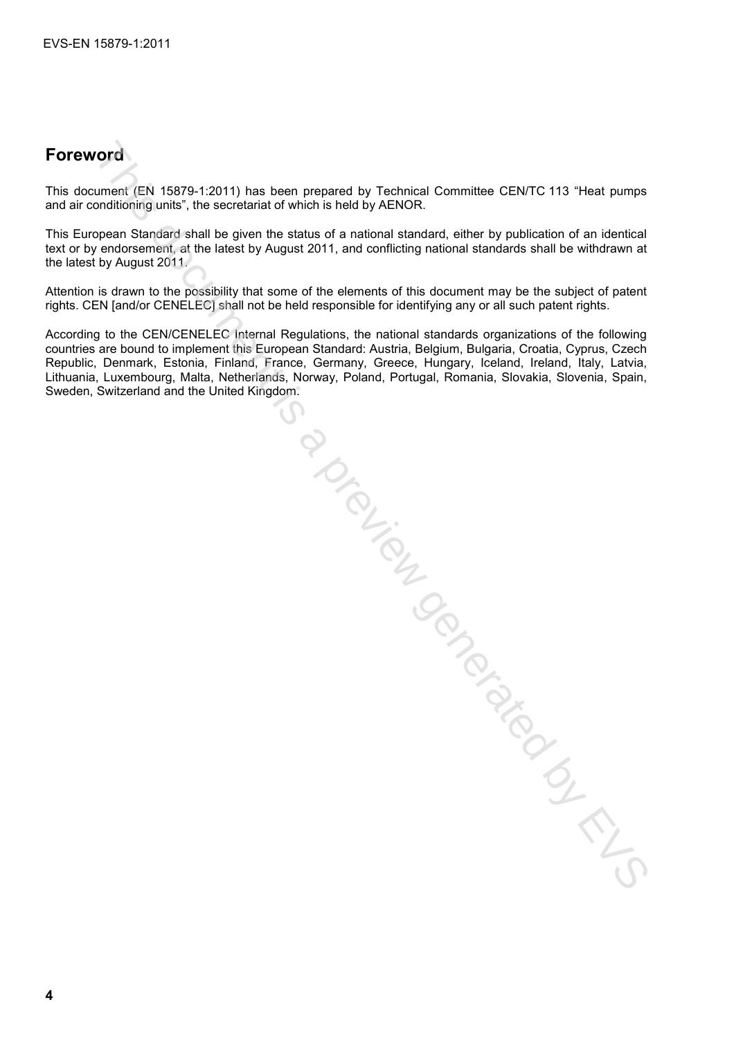## Foreword

This document (EN 15879-1:2011) has been prepared by Technical Committee CEN/TC 113 "Heat pumps and air conditioning units", the secretariat of which is held by AENOR.

This European Standard shall be given the status of a national standard, either by publication of an identical text or by endorsement, at the latest by August 2011, and conflicting national standards shall be withdrawn at the latest by August 2011.

Attention is drawn to the possibility that some of the elements of this document may be the subject of patent rights. CEN [and/or CENELEC] shall not be held responsible for identifying any or all such patent rights.

According to the CEN/CENELEC Internal Regulations, the national standards organizations of the following countries are bound to implement this European Standard: Austria, Belgium, Bulgaria, Croatia, Cyprus, Czech Republic, Denmark, Estonia, Finland, France, Germany, Greece, Hungary, Iceland, Ireland, Italy, Latvia, Lithuania, Luxembourg, Malta, Netherlands, Norway, Poland, Portugal, Romania, Slovakia, Slovenia, Spain, Sweden, Switzerland and the United Kingdom.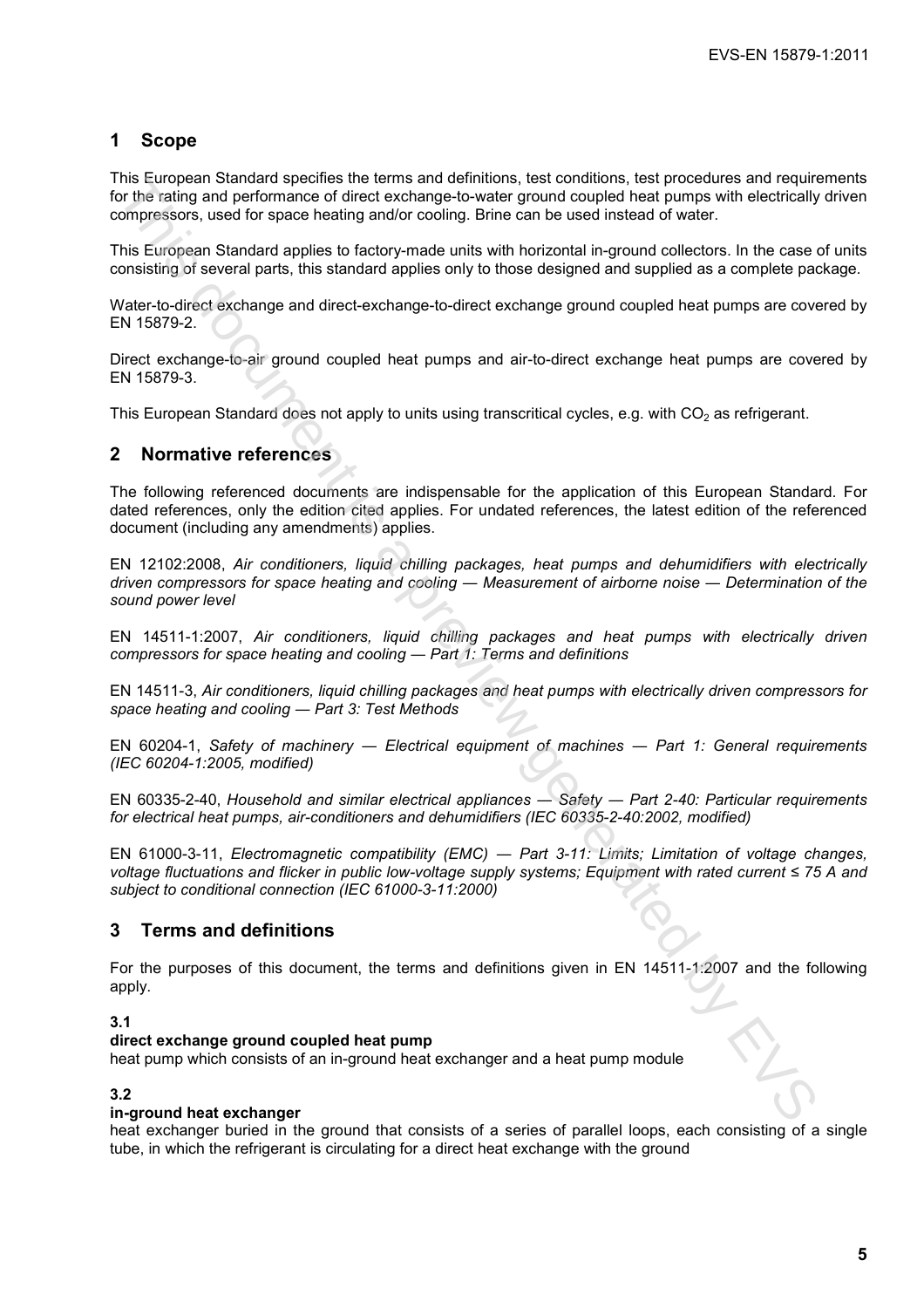## 1 Scope

This European Standard specifies the terms and definitions, test conditions, test procedures and requirements for the rating and performance of direct exchange-to-water ground coupled heat pumps with electrically driven compressors, used for space heating and/or cooling. Brine can be used instead of water.

This European Standard applies to factory-made units with horizontal in-ground collectors. In the case of units consisting of several parts, this standard applies only to those designed and supplied as a complete package.

Water-to-direct exchange and direct-exchange-to-direct exchange ground coupled heat pumps are covered by EN 15879-2.

Direct exchange-to-air ground coupled heat pumps and air-to-direct exchange heat pumps are covered by EN 15879-3.

This European Standard does not apply to units using transcritical cycles, e.g. with $CO_2$ as refrigerant.

## 2 Normative references

The following referenced documents are indispensable for the application of this European Standard. For dated references, only the edition cited applies. For undated references, the latest edition of the referenced document (including any amendments) applies.

EN 12102:2008, *Air conditioners, liquid chilling packages, heat pumps and dehumidifiers with electrically driven compressors for space heating and cooling — Measurement of airborne noise — Determination of the sound power level*

EN 14511-1:2007, *Air conditioners, liquid chilling packages and heat pumps with electrically driven compressors for space heating and cooling — Part 1: Terms and definitions*

EN 14511-3, *Air conditioners, liquid chilling packages and heat pumps with electrically driven compressors for space heating and cooling — Part 3: Test Methods*

EN 60204-1, *Safety of machinery — Electrical equipment of machines — Part 1: General requirements (IEC 60204-1:2005, modified)*

EN 60335-2-40, *Household and similar electrical appliances — Safety — Part 2-40: Particular requirements for electrical heat pumps, air-conditioners and dehumidifiers (IEC 60335-2-40:2002, modified)*

EN 61000-3-11, *Electromagnetic compatibility (EMC) — Part 3-11: Limits; Limitation of voltage changes, voltage fluctuations and flicker in public low-voltage supply systems; Equipment with rated current ≤ 75 A and subject to conditional connection (IEC 61000-3-11:2000)*

## 3 Terms and definitions

For the purposes of this document, the terms and definitions given in EN 14511-1:2007 and the following apply.

**3.1**

**direct exchange ground coupled heat pump**

heat pump which consists of an in-ground heat exchanger and a heat pump module

**3.2**

**in-ground heat exchanger**

heat exchanger buried in the ground that consists of a series of parallel loops, each consisting of a single tube, in which the refrigerant is circulating for a direct heat exchange with the ground